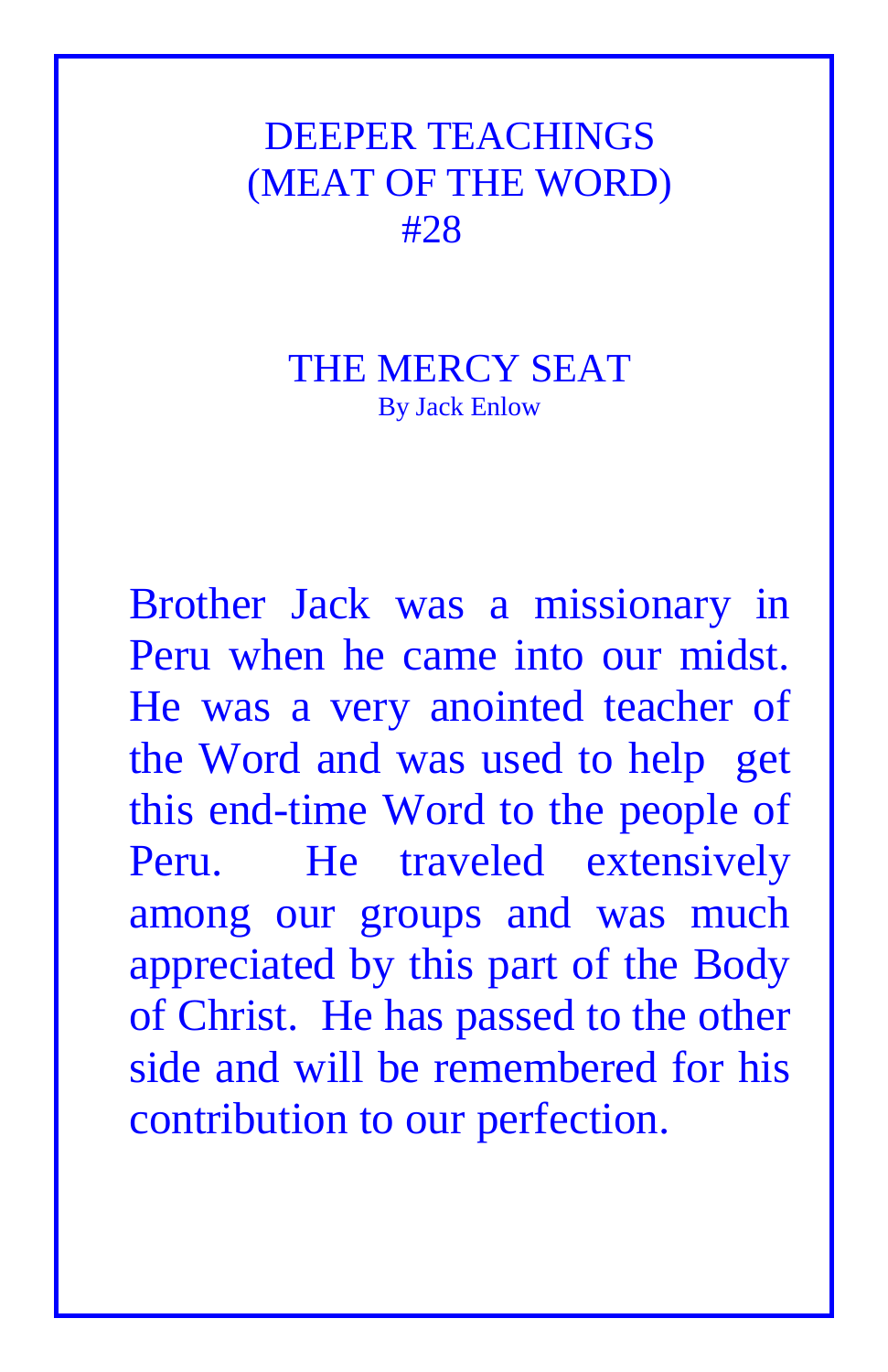# DEEPER TEACHINGS
# (MEAT OF THE WORD)
# #28

## THE MERCY SEAT

By Jack Enlow

Brother Jack was a missionary in Peru when he came into our midst. He was a very anointed teacher of the Word and was used to help get this end-time Word to the people of Peru. He traveled extensively among our groups and was much appreciated by this part of the Body of Christ. He has passed to the other side and will be remembered for his contribution to our perfection.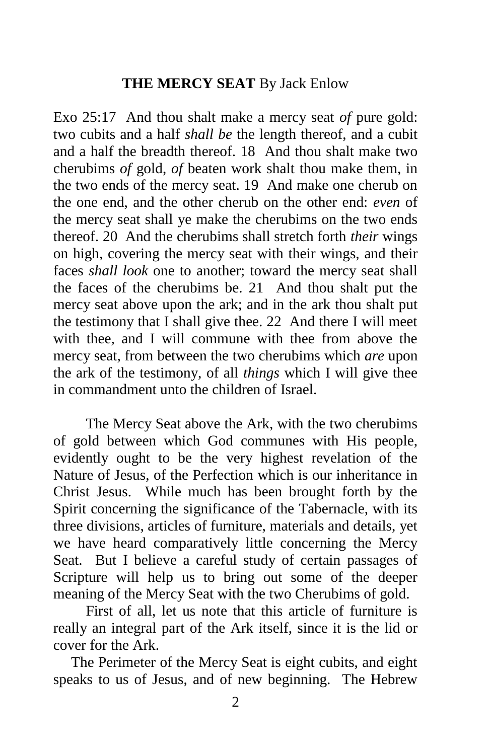**THE MERCY SEAT** By Jack Enlow

Exo 25:17 And thou shalt make a mercy seat *of* pure gold: two cubits and a half *shall be* the length thereof, and a cubit and a half the breadth thereof. 18 And thou shalt make two cherubims *of* gold, *of* beaten work shalt thou make them, in the two ends of the mercy seat. 19 And make one cherub on the one end, and the other cherub on the other end: *even* of the mercy seat shall ye make the cherubims on the two ends thereof. 20 And the cherubims shall stretch forth *their* wings on high, covering the mercy seat with their wings, and their faces *shall look* one to another; toward the mercy seat shall the faces of the cherubims be. 21 And thou shalt put the mercy seat above upon the ark; and in the ark thou shalt put the testimony that I shall give thee. 22 And there I will meet with thee, and I will commune with thee from above the mercy seat, from between the two cherubims which *are* upon the ark of the testimony, of all *things* which I will give thee in commandment unto the children of Israel.

The Mercy Seat above the Ark, with the two cherubims of gold between which God communes with His people, evidently ought to be the very highest revelation of the Nature of Jesus, of the Perfection which is our inheritance in Christ Jesus. While much has been brought forth by the Spirit concerning the significance of the Tabernacle, with its three divisions, articles of furniture, materials and details, yet we have heard comparatively little concerning the Mercy Seat. But I believe a careful study of certain passages of Scripture will help us to bring out some of the deeper meaning of the Mercy Seat with the two Cherubims of gold.

First of all, let us note that this article of furniture is really an integral part of the Ark itself, since it is the lid or cover for the Ark.

The Perimeter of the Mercy Seat is eight cubits, and eight speaks to us of Jesus, and of new beginning. The Hebrew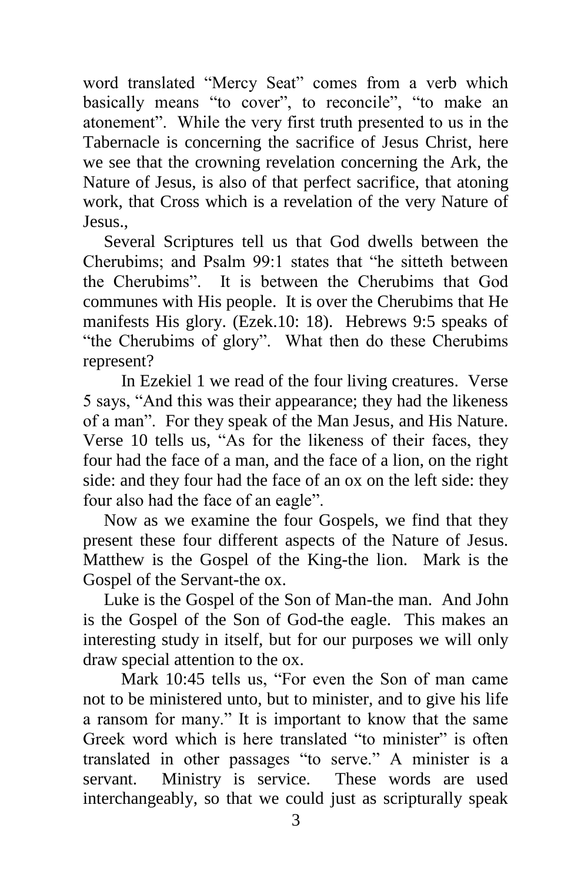word translated "Mercy Seat" comes from a verb which basically means "to cover", to reconcile", "to make an atonement". While the very first truth presented to us in the Tabernacle is concerning the sacrifice of Jesus Christ, here we see that the crowning revelation concerning the Ark, the Nature of Jesus, is also of that perfect sacrifice, that atoning work, that Cross which is a revelation of the very Nature of Jesus.,

Several Scriptures tell us that God dwells between the Cherubims; and Psalm 99:1 states that "he sitteth between the Cherubims". It is between the Cherubims that God communes with His people. It is over the Cherubims that He manifests His glory. (Ezek.10: 18). Hebrews 9:5 speaks of "the Cherubims of glory". What then do these Cherubims represent?

In Ezekiel 1 we read of the four living creatures. Verse 5 says, "And this was their appearance; they had the likeness of a man". For they speak of the Man Jesus, and His Nature. Verse 10 tells us, "As for the likeness of their faces, they four had the face of a man, and the face of a lion, on the right side: and they four had the face of an ox on the left side: they four also had the face of an eagle".

Now as we examine the four Gospels, we find that they present these four different aspects of the Nature of Jesus. Matthew is the Gospel of the King-the lion. Mark is the Gospel of the Servant-the ox.

Luke is the Gospel of the Son of Man-the man. And John is the Gospel of the Son of God-the eagle. This makes an interesting study in itself, but for our purposes we will only draw special attention to the ox.

Mark 10:45 tells us, "For even the Son of man came not to be ministered unto, but to minister, and to give his life a ransom for many." It is important to know that the same Greek word which is here translated "to minister" is often translated in other passages "to serve." A minister is a servant. Ministry is service. These words are used interchangeably, so that we could just as scripturally speak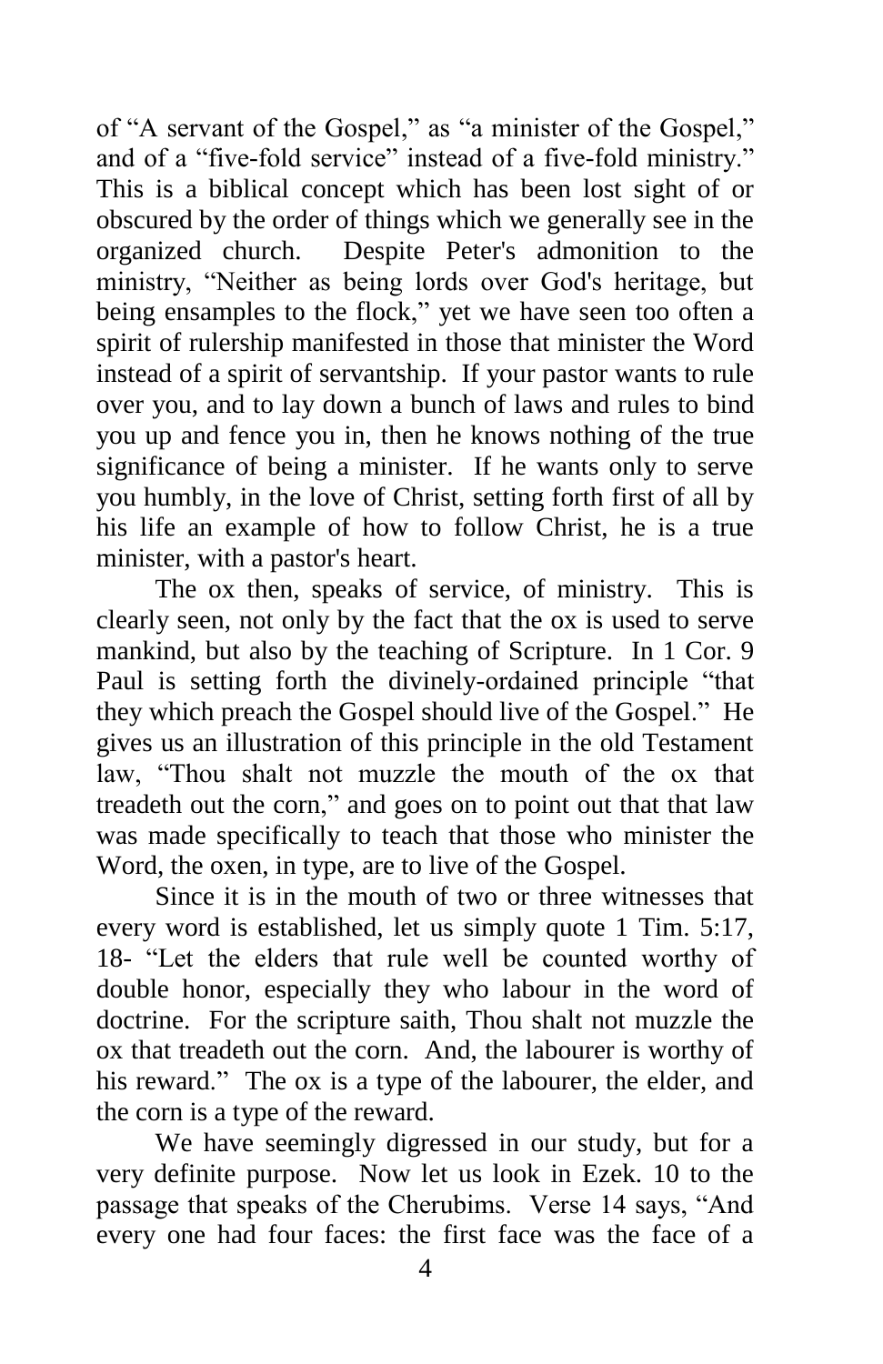of "A servant of the Gospel," as "a minister of the Gospel," and of a "five-fold service" instead of a five-fold ministry." This is a biblical concept which has been lost sight of or obscured by the order of things which we generally see in the organized church. Despite Peter's admonition to the ministry, "Neither as being lords over God's heritage, but being ensamples to the flock," yet we have seen too often a spirit of rulership manifested in those that minister the Word instead of a spirit of servantship. If your pastor wants to rule over you, and to lay down a bunch of laws and rules to bind you up and fence you in, then he knows nothing of the true significance of being a minister. If he wants only to serve you humbly, in the love of Christ, setting forth first of all by his life an example of how to follow Christ, he is a true minister, with a pastor's heart.

The ox then, speaks of service, of ministry. This is clearly seen, not only by the fact that the ox is used to serve mankind, but also by the teaching of Scripture. In 1 Cor. 9 Paul is setting forth the divinely-ordained principle "that they which preach the Gospel should live of the Gospel." He gives us an illustration of this principle in the old Testament law, "Thou shalt not muzzle the mouth of the ox that treadeth out the corn," and goes on to point out that that law was made specifically to teach that those who minister the Word, the oxen, in type, are to live of the Gospel.

Since it is in the mouth of two or three witnesses that every word is established, let us simply quote 1 Tim. 5:17, 18- "Let the elders that rule well be counted worthy of double honor, especially they who labour in the word of doctrine. For the scripture saith, Thou shalt not muzzle the ox that treadeth out the corn. And, the labourer is worthy of his reward." The ox is a type of the labourer, the elder, and the corn is a type of the reward.

We have seemingly digressed in our study, but for a very definite purpose. Now let us look in Ezek. 10 to the passage that speaks of the Cherubims. Verse 14 says, "And every one had four faces: the first face was the face of a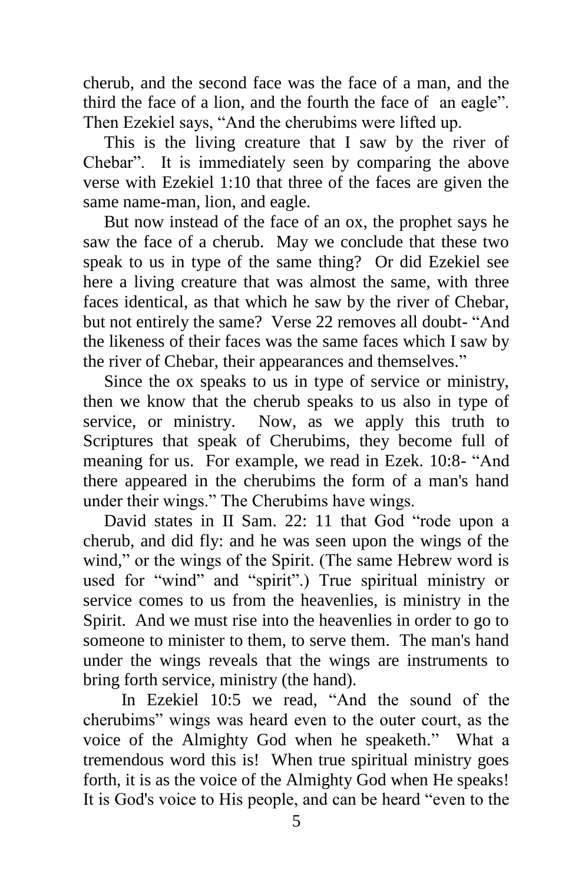cherub, and the second face was the face of a man, and the third the face of a lion, and the fourth the face of an eagle". Then Ezekiel says, "And the cherubims were lifted up.

This is the living creature that I saw by the river of Chebar". It is immediately seen by comparing the above verse with Ezekiel 1:10 that three of the faces are given the same name-man, lion, and eagle.

But now instead of the face of an ox, the prophet says he saw the face of a cherub. May we conclude that these two speak to us in type of the same thing? Or did Ezekiel see here a living creature that was almost the same, with three faces identical, as that which he saw by the river of Chebar, but not entirely the same? Verse 22 removes all doubt- "And the likeness of their faces was the same faces which I saw by the river of Chebar, their appearances and themselves."

Since the ox speaks to us in type of service or ministry, then we know that the cherub speaks to us also in type of service, or ministry. Now, as we apply this truth to Scriptures that speak of Cherubims, they become full of meaning for us. For example, we read in Ezek. 10:8- "And there appeared in the cherubims the form of a man's hand under their wings." The Cherubims have wings.

David states in II Sam. 22: 11 that God "rode upon a cherub, and did fly: and he was seen upon the wings of the wind," or the wings of the Spirit. (The same Hebrew word is used for "wind" and "spirit".) True spiritual ministry or service comes to us from the heavenlies, is ministry in the Spirit. And we must rise into the heavenlies in order to go to someone to minister to them, to serve them. The man's hand under the wings reveals that the wings are instruments to bring forth service, ministry (the hand).

In Ezekiel 10:5 we read, "And the sound of the cherubims" wings was heard even to the outer court, as the voice of the Almighty God when he speaketh." What a tremendous word this is! When true spiritual ministry goes forth, it is as the voice of the Almighty God when He speaks! It is God's voice to His people, and can be heard "even to the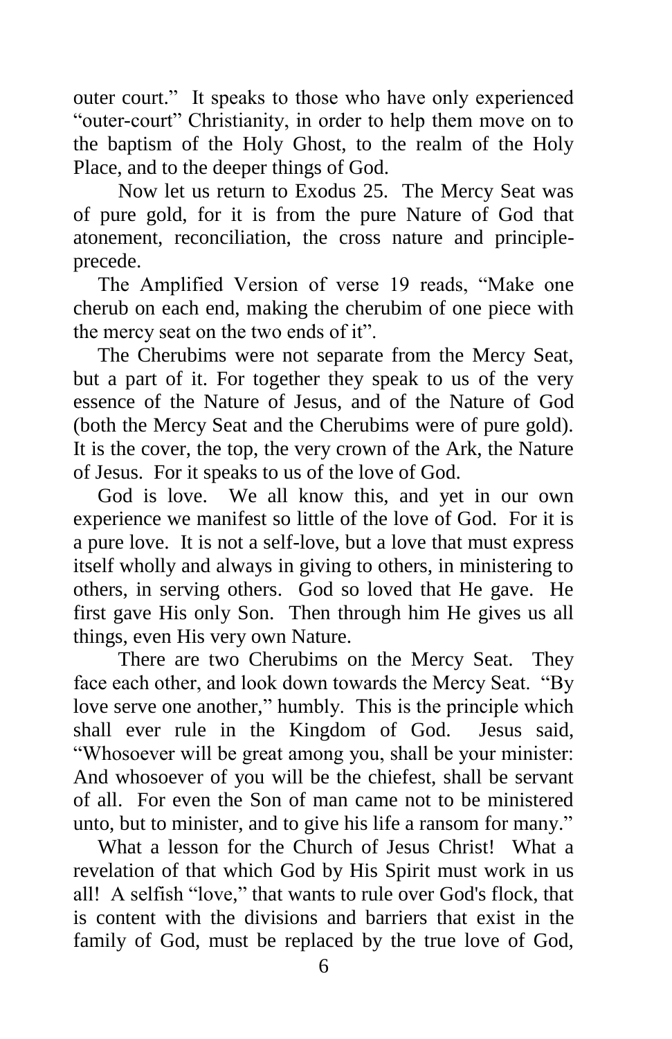outer court." It speaks to those who have only experienced "outer-court" Christianity, in order to help them move on to the baptism of the Holy Ghost, to the realm of the Holy Place, and to the deeper things of God.

Now let us return to Exodus 25. The Mercy Seat was of pure gold, for it is from the pure Nature of God that atonement, reconciliation, the cross nature and principle-precede.

The Amplified Version of verse 19 reads, "Make one cherub on each end, making the cherubim of one piece with the mercy seat on the two ends of it".

The Cherubims were not separate from the Mercy Seat, but a part of it. For together they speak to us of the very essence of the Nature of Jesus, and of the Nature of God (both the Mercy Seat and the Cherubims were of pure gold). It is the cover, the top, the very crown of the Ark, the Nature of Jesus. For it speaks to us of the love of God.

God is love. We all know this, and yet in our own experience we manifest so little of the love of God. For it is a pure love. It is not a self-love, but a love that must express itself wholly and always in giving to others, in ministering to others, in serving others. God so loved that He gave. He first gave His only Son. Then through him He gives us all things, even His very own Nature.

There are two Cherubims on the Mercy Seat. They face each other, and look down towards the Mercy Seat. "By love serve one another," humbly. This is the principle which shall ever rule in the Kingdom of God. Jesus said, "Whosoever will be great among you, shall be your minister: And whosoever of you will be the chiefest, shall be servant of all. For even the Son of man came not to be ministered unto, but to minister, and to give his life a ransom for many."

What a lesson for the Church of Jesus Christ! What a revelation of that which God by His Spirit must work in us all! A selfish "love," that wants to rule over God's flock, that is content with the divisions and barriers that exist in the family of God, must be replaced by the true love of God,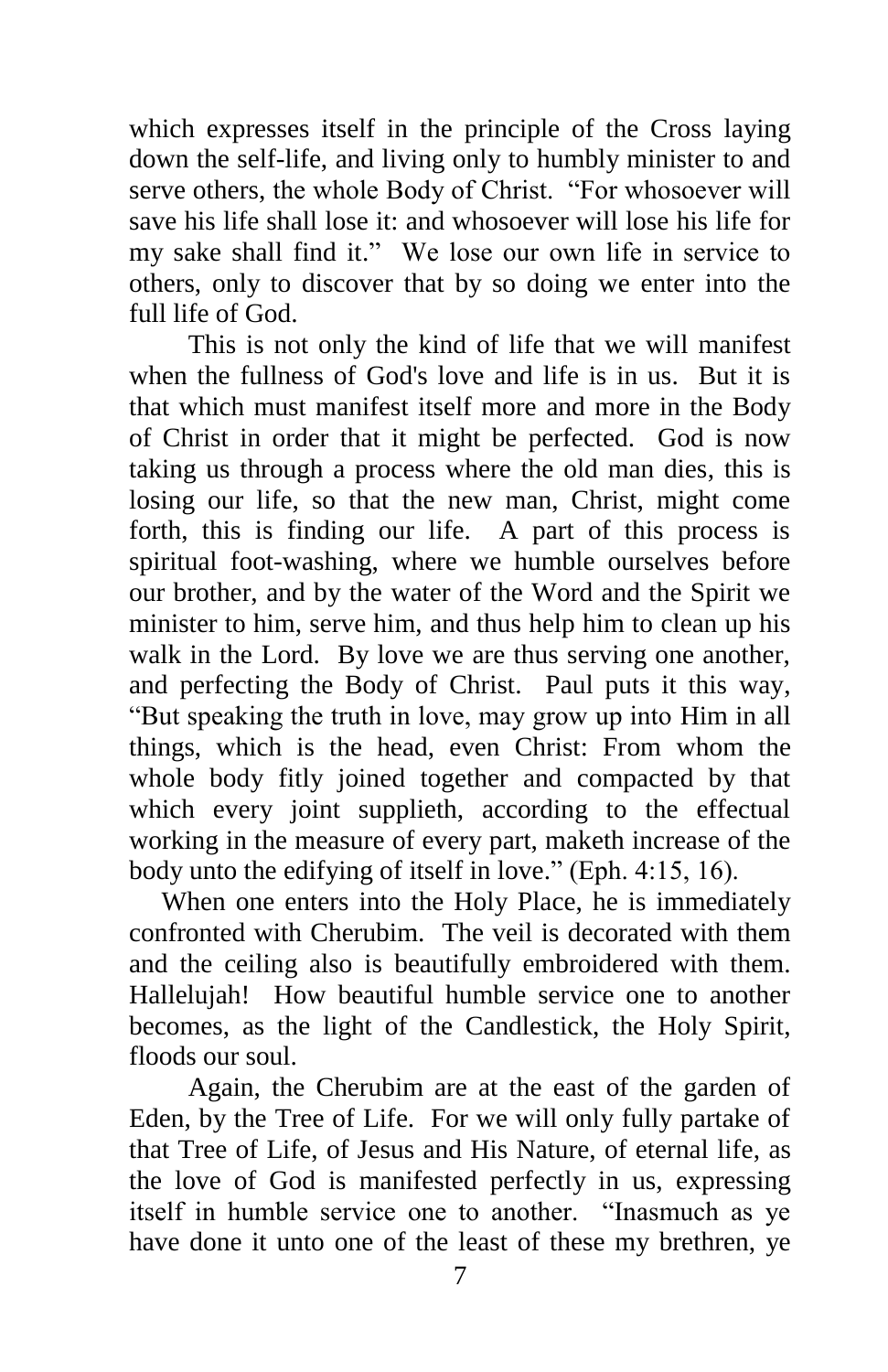which expresses itself in the principle of the Cross laying down the self-life, and living only to humbly minister to and serve others, the whole Body of Christ. "For whosoever will save his life shall lose it: and whosoever will lose his life for my sake shall find it." We lose our own life in service to others, only to discover that by so doing we enter into the full life of God.

This is not only the kind of life that we will manifest when the fullness of God's love and life is in us. But it is that which must manifest itself more and more in the Body of Christ in order that it might be perfected. God is now taking us through a process where the old man dies, this is losing our life, so that the new man, Christ, might come forth, this is finding our life. A part of this process is spiritual foot-washing, where we humble ourselves before our brother, and by the water of the Word and the Spirit we minister to him, serve him, and thus help him to clean up his walk in the Lord. By love we are thus serving one another, and perfecting the Body of Christ. Paul puts it this way, "But speaking the truth in love, may grow up into Him in all things, which is the head, even Christ: From whom the whole body fitly joined together and compacted by that which every joint supplieth, according to the effectual working in the measure of every part, maketh increase of the body unto the edifying of itself in love." (Eph. 4:15, 16).

When one enters into the Holy Place, he is immediately confronted with Cherubim. The veil is decorated with them and the ceiling also is beautifully embroidered with them. Hallelujah! How beautiful humble service one to another becomes, as the light of the Candlestick, the Holy Spirit, floods our soul.

Again, the Cherubim are at the east of the garden of Eden, by the Tree of Life. For we will only fully partake of that Tree of Life, of Jesus and His Nature, of eternal life, as the love of God is manifested perfectly in us, expressing itself in humble service one to another. "Inasmuch as ye have done it unto one of the least of these my brethren, ye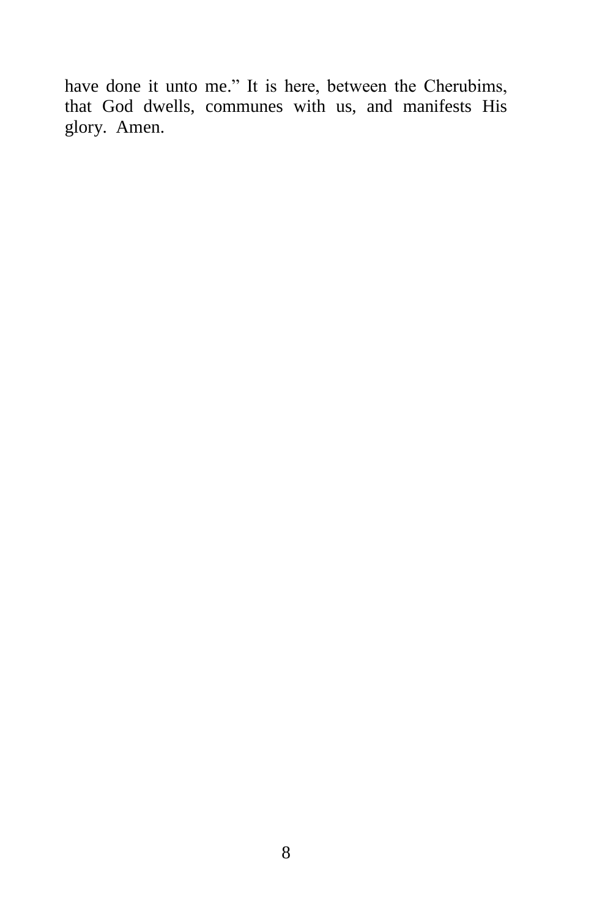have done it unto me." It is here, between the Cherubims, that God dwells, communes with us, and manifests His glory. Amen.